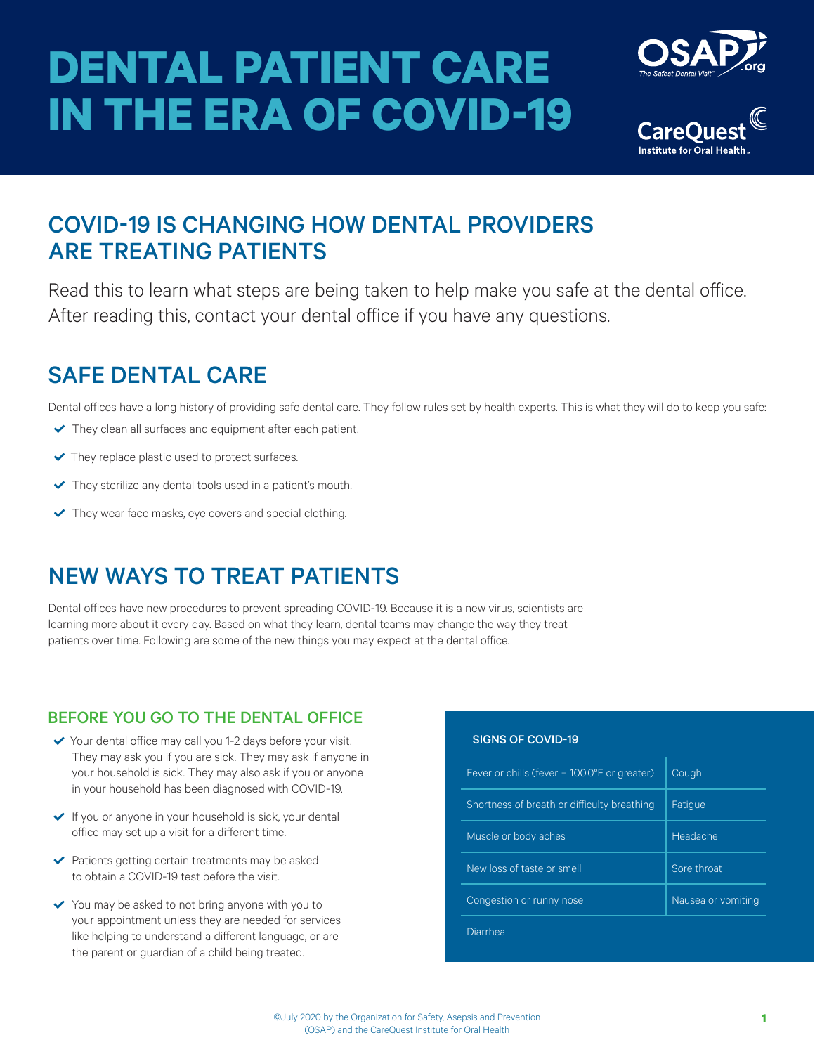# DENTAL PATIENT CARE IN THE ERA OF COVID-19

## COVID-19 IS CHANGING HOW DENTAL PROVIDERS ARE TREATING PATIENTS

Read this to learn what steps are being taken to help make you safe at the dental office. After reading this, contact your dental office if you have any questions.

## SAFE DENTAL CARE

Dental offices have a long history of providing safe dental care. They follow rules set by health experts. This is what they will do to keep you safe:

- They clean all surfaces and equipment after each patient.
- They replace plastic used to protect surfaces.
- They sterilize any dental tools used in a patient's mouth.
- They wear face masks, eye covers and special clothing.

## NEW WAYS TO TREAT PATIENTS

Dental offices have new procedures to prevent spreading COVID-19. Because it is a new virus, scientists are learning more about it every day. Based on what they learn, dental teams may change the way they treat patients over time. Following are some of the new things you may expect at the dental office.

### BEFORE YOU GO TO THE DENTAL OFFICE

- Your dental office may call you 1-2 days before your visit. They may ask you if you are sick. They may ask if anyone in your household is sick. They may also ask if you or anyone in your household has been diagnosed with COVID-19.
- If you or anyone in your household is sick, your dental office may set up a visit for a different time.
- Patients getting certain treatments may be asked to obtain a COVID-19 test before the visit.
- You may be asked to not bring anyone with you to your appointment unless they are needed for services like helping to understand a different language, or are the parent or guardian of a child being treated.

### SIGNS OF COVID-19

| | |
|---|---|
| Fever or chills (fever = 100.0°F or greater) | Cough |
| Shortness of breath or difficulty breathing | Fatigue |
| Muscle or body aches | Headache |
| New loss of taste or smell | Sore throat |
| Congestion or runny nose | Nausea or vomiting |
| Diarrhea | |

©July 2020 by the Organization for Safety, Asepsis and Prevention (OSAP) and the CareQuest Institute for Oral Health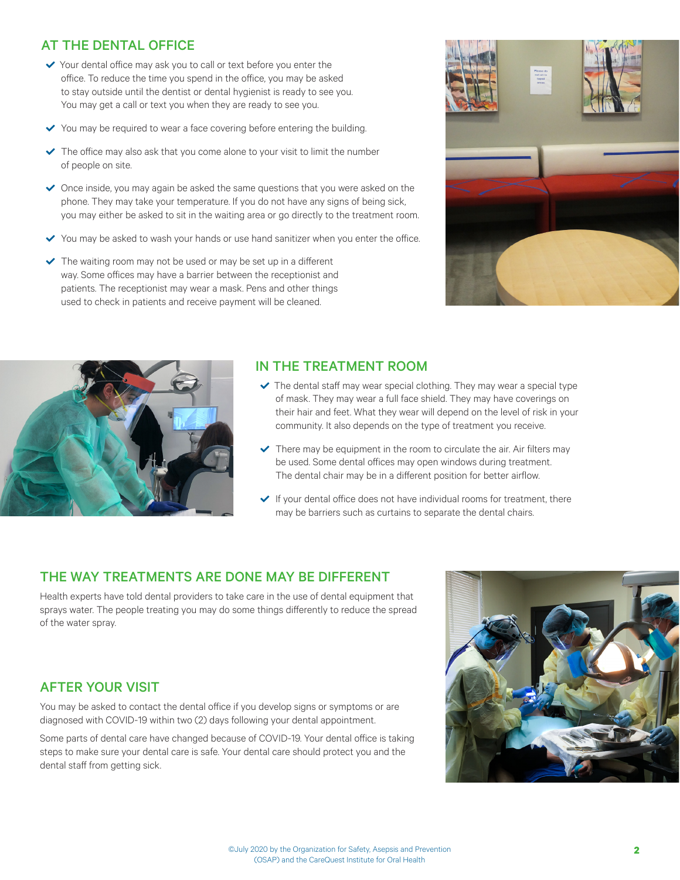## AT THE DENTAL OFFICE

- Your dental office may ask you to call or text before you enter the office. To reduce the time you spend in the office, you may be asked to stay outside until the dentist or dental hygienist is ready to see you. You may get a call or text you when they are ready to see you.
- You may be required to wear a face covering before entering the building.
- The office may also ask that you come alone to your visit to limit the number of people on site.
- Once inside, you may again be asked the same questions that you were asked on the phone. They may take your temperature. If you do not have any signs of being sick, you may either be asked to sit in the waiting area or go directly to the treatment room.
- You may be asked to wash your hands or use hand sanitizer when you enter the office.
- The waiting room may not be used or may be set up in a different way. Some offices may have a barrier between the receptionist and patients. The receptionist may wear a mask. Pens and other things used to check in patients and receive payment will be cleaned.

## IN THE TREATMENT ROOM

- The dental staff may wear special clothing. They may wear a special type of mask. They may wear a full face shield. They may have coverings on their hair and feet. What they wear will depend on the level of risk in your community. It also depends on the type of treatment you receive.
- There may be equipment in the room to circulate the air. Air filters may be used. Some dental offices may open windows during treatment. The dental chair may be in a different position for better airflow.
- If your dental office does not have individual rooms for treatment, there may be barriers such as curtains to separate the dental chairs.

## THE WAY TREATMENTS ARE DONE MAY BE DIFFERENT

Health experts have told dental providers to take care in the use of dental equipment that sprays water. The people treating you may do some things differently to reduce the spread of the water spray.

## AFTER YOUR VISIT

You may be asked to contact the dental office if you develop signs or symptoms or are diagnosed with COVID-19 within two (2) days following your dental appointment.

Some parts of dental care have changed because of COVID-19. Your dental office is taking steps to make sure your dental care is safe. Your dental care should protect you and the dental staff from getting sick.

©July 2020 by the Organization for Safety, Asepsis and Prevention (OSAP) and the CareQuest Institute for Oral Health